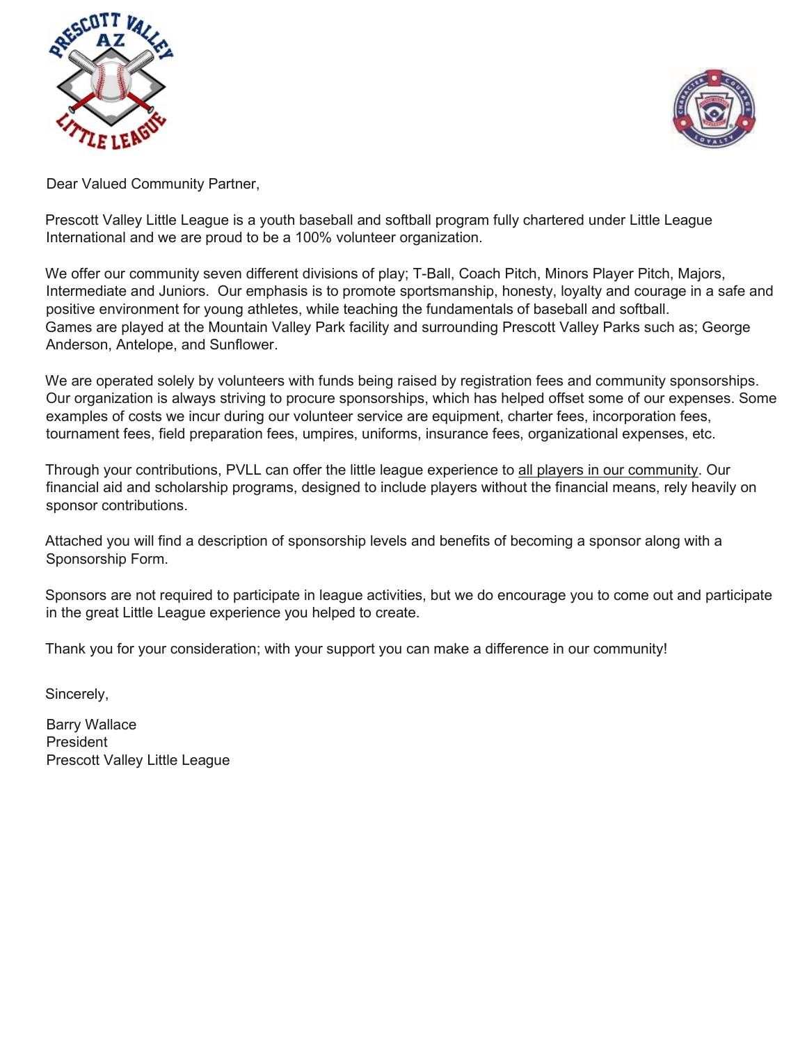Dear Valued Community Partner,

Prescott Valley Little League is a youth baseball and softball program fully chartered under Little League International and we are proud to be a 100% volunteer organization.

We offer our community seven different divisions of play; T-Ball, Coach Pitch, Minors Player Pitch, Majors, Intermediate and Juniors.  Our emphasis is to promote sportsmanship, honesty, loyalty and courage in a safe and positive environment for young athletes, while teaching the fundamentals of baseball and softball.
Games are played at the Mountain Valley Park facility and surrounding Prescott Valley Parks such as; George Anderson, Antelope, and Sunflower.

We are operated solely by volunteers with funds being raised by registration fees and community sponsorships. Our organization is always striving to procure sponsorships, which has helped offset some of our expenses. Some examples of costs we incur during our volunteer service are equipment, charter fees, incorporation fees, tournament fees, field preparation fees, umpires, uniforms, insurance fees, organizational expenses, etc.

Through your contributions, PVLL can offer the little league experience to <u>all players in our community</u>. Our financial aid and scholarship programs, designed to include players without the financial means, rely heavily on sponsor contributions.

Attached you will find a description of sponsorship levels and benefits of becoming a sponsor along with a Sponsorship Form.

Sponsors are not required to participate in league activities, but we do encourage you to come out and participate in the great Little League experience you helped to create.

Thank you for your consideration; with your support you can make a difference in our community!

Sincerely,

Barry Wallace
President
Prescott Valley Little League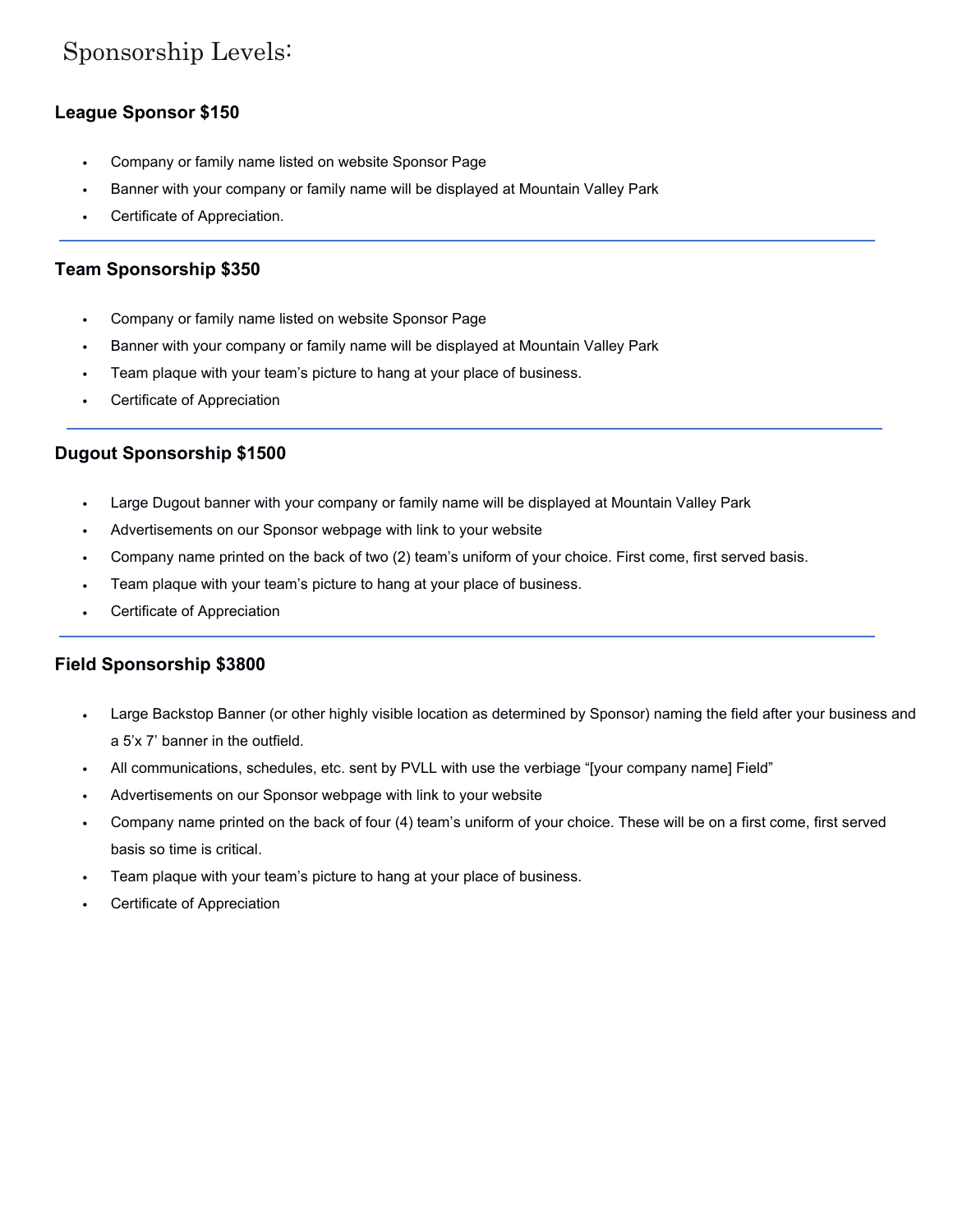# Sponsorship Levels:

### League Sponsor $150

- Company or family name listed on website Sponsor Page
- Banner with your company or family name will be displayed at Mountain Valley Park
- Certificate of Appreciation.

---

### Team Sponsorship $350

- Company or family name listed on website Sponsor Page
- Banner with your company or family name will be displayed at Mountain Valley Park
- Team plaque with your team's picture to hang at your place of business.
- Certificate of Appreciation

---

### Dugout Sponsorship $1500

- Large Dugout banner with your company or family name will be displayed at Mountain Valley Park
- Advertisements on our Sponsor webpage with link to your website
- Company name printed on the back of two (2) team's uniform of your choice. First come, first served basis.
- Team plaque with your team's picture to hang at your place of business.
- Certificate of Appreciation

---

### Field Sponsorship $3800

- Large Backstop Banner (or other highly visible location as determined by Sponsor) naming the field after your business and a 5'x 7' banner in the outfield.
- All communications, schedules, etc. sent by PVLL with use the verbiage "[your company name] Field"
- Advertisements on our Sponsor webpage with link to your website
- Company name printed on the back of four (4) team's uniform of your choice. These will be on a first come, first served basis so time is critical.
- Team plaque with your team's picture to hang at your place of business.
- Certificate of Appreciation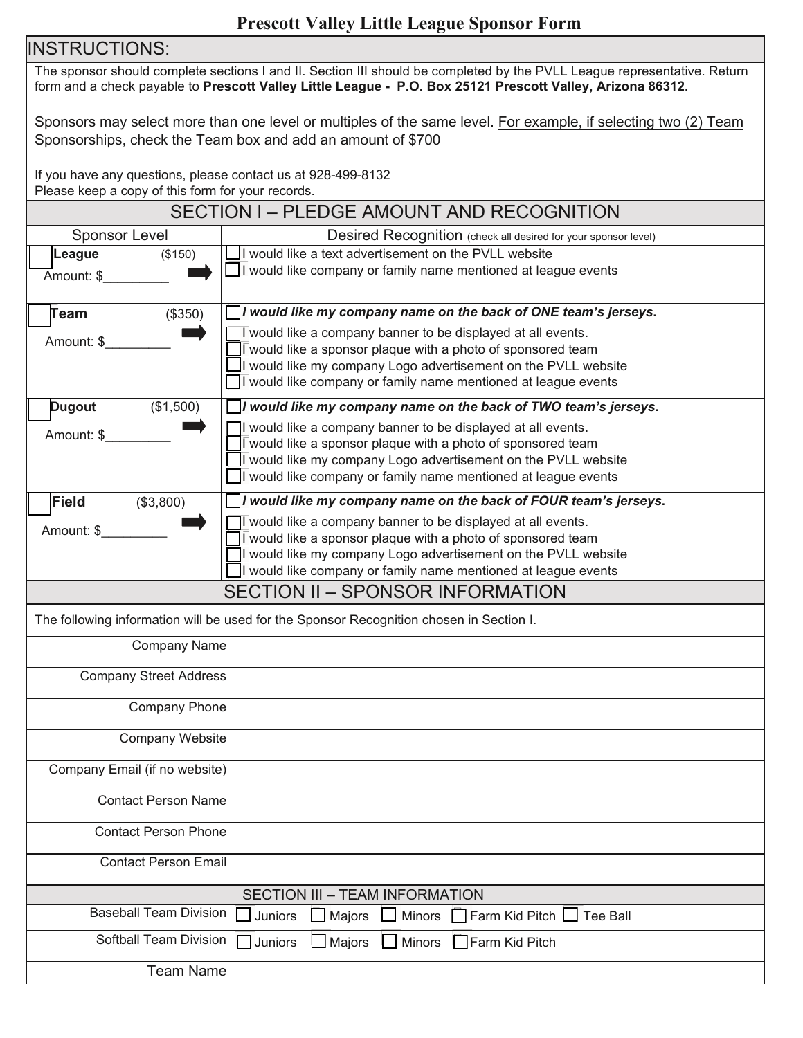# Prescott Valley Little League Sponsor Form

## INSTRUCTIONS:

The sponsor should complete sections I and II. Section III should be completed by the PVLL League representative. Return form and a check payable to **Prescott Valley Little League - P.O. Box 25121 Prescott Valley, Arizona 86312.**

Sponsors may select more than one level or multiples of the same level. For example, if selecting two (2) Team Sponsorships, check the Team box and add an amount of $700

If you have any questions, please contact us at 928-499-8132
Please keep a copy of this form for your records.

## SECTION I – PLEDGE AMOUNT AND RECOGNITION

| Sponsor Level | Desired Recognition (check all desired for your sponsor level) |
|---|---|
| ☐ **League** ($150)<br>Amount: $_________ | ☐ I would like a text advertisement on the PVLL website<br>☐ I would like company or family name mentioned at league events |
| ☐ **Team** ($350)<br>Amount: $_________ | ☐ ***I would like my company name on the back of ONE team's jerseys.***<br>☐ I would like a company banner to be displayed at all events.<br>☐ I would like a sponsor plaque with a photo of sponsored team<br>☐ I would like my company Logo advertisement on the PVLL website<br>☐ I would like company or family name mentioned at league events |
| ☐ **Dugout** ($1,500)<br>Amount: $_________ | ☐ ***I would like my company name on the back of TWO team's jerseys.***<br>☐ I would like a company banner to be displayed at all events.<br>☐ I would like a sponsor plaque with a photo of sponsored team<br>☐ I would like my company Logo advertisement on the PVLL website<br>☐ I would like company or family name mentioned at league events |
| ☐ **Field** ($3,800)<br>Amount: $_________ | ☐ ***I would like my company name on the back of FOUR team's jerseys.***<br>☐ I would like a company banner to be displayed at all events.<br>☐ I would like a sponsor plaque with a photo of sponsored team<br>☐ I would like my company Logo advertisement on the PVLL website<br>☐ I would like company or family name mentioned at league events |

## SECTION II – SPONSOR INFORMATION

The following information will be used for the Sponsor Recognition chosen in Section I.

| | |
|---|---|
| Company Name | |
| Company Street Address | |
| Company Phone | |
| Company Website | |
| Company Email (if no website) | |
| Contact Person Name | |
| Contact Person Phone | |
| Contact Person Email | |

## SECTION III – TEAM INFORMATION

| | |
|---|---|
| Baseball Team Division | ☐ Juniors ☐ Majors ☐ Minors ☐ Farm Kid Pitch ☐ Tee Ball |
| Softball Team Division | ☐ Juniors ☐ Majors ☐ Minors ☐ Farm Kid Pitch |
| Team Name | |